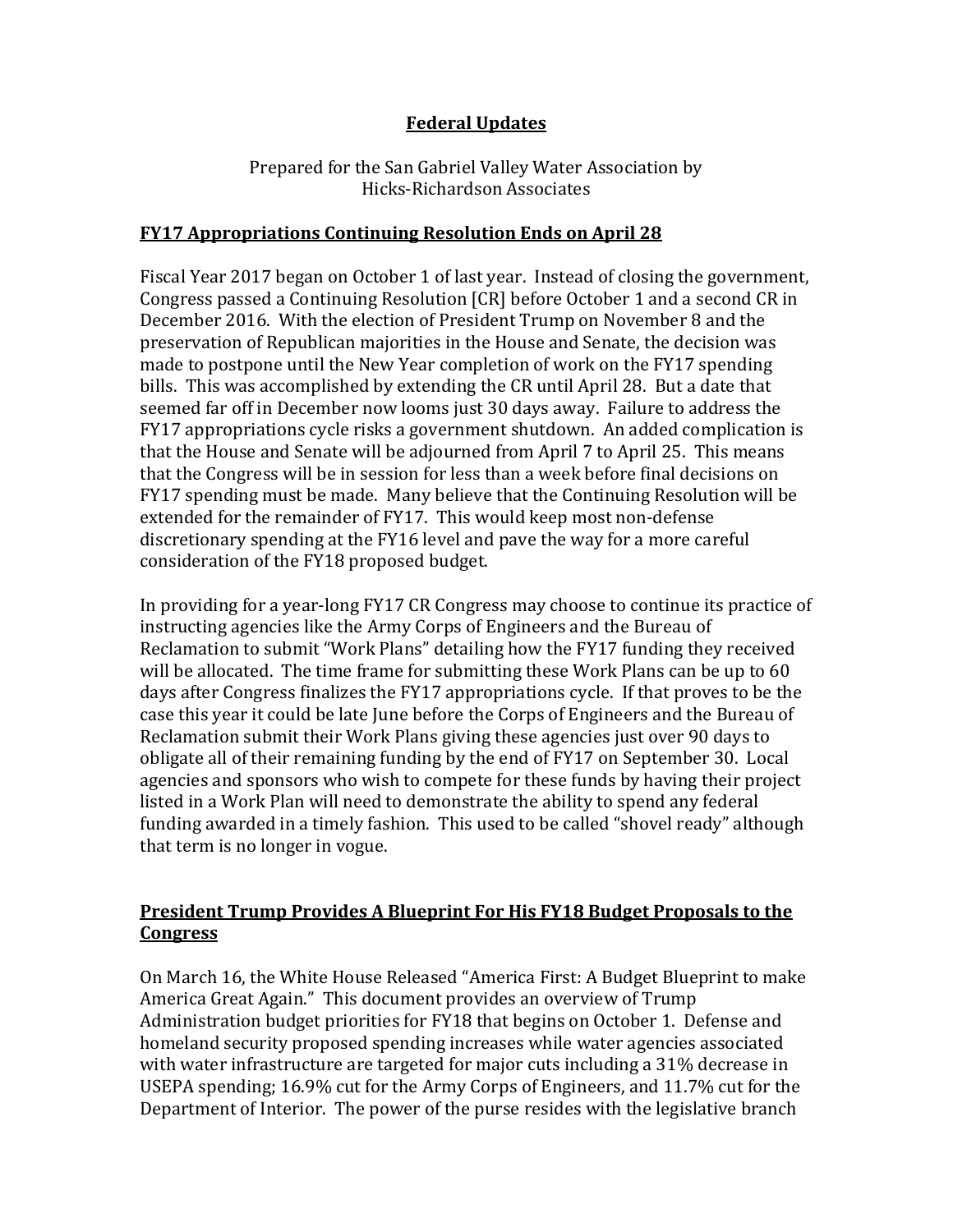# Federal Updates

Prepared for the San Gabriel Valley Water Association by
Hicks-Richardson Associates

## FY17 Appropriations Continuing Resolution Ends on April 28

Fiscal Year 2017 began on October 1 of last year. Instead of closing the government, Congress passed a Continuing Resolution [CR] before October 1 and a second CR in December 2016. With the election of President Trump on November 8 and the preservation of Republican majorities in the House and Senate, the decision was made to postpone until the New Year completion of work on the FY17 spending bills. This was accomplished by extending the CR until April 28. But a date that seemed far off in December now looms just 30 days away. Failure to address the FY17 appropriations cycle risks a government shutdown. An added complication is that the House and Senate will be adjourned from April 7 to April 25. This means that the Congress will be in session for less than a week before final decisions on FY17 spending must be made. Many believe that the Continuing Resolution will be extended for the remainder of FY17. This would keep most non-defense discretionary spending at the FY16 level and pave the way for a more careful consideration of the FY18 proposed budget.

In providing for a year-long FY17 CR Congress may choose to continue its practice of instructing agencies like the Army Corps of Engineers and the Bureau of Reclamation to submit "Work Plans" detailing how the FY17 funding they received will be allocated. The time frame for submitting these Work Plans can be up to 60 days after Congress finalizes the FY17 appropriations cycle. If that proves to be the case this year it could be late June before the Corps of Engineers and the Bureau of Reclamation submit their Work Plans giving these agencies just over 90 days to obligate all of their remaining funding by the end of FY17 on September 30. Local agencies and sponsors who wish to compete for these funds by having their project listed in a Work Plan will need to demonstrate the ability to spend any federal funding awarded in a timely fashion. This used to be called "shovel ready" although that term is no longer in vogue.

## President Trump Provides A Blueprint For His FY18 Budget Proposals to the Congress

On March 16, the White House Released "America First: A Budget Blueprint to make America Great Again." This document provides an overview of Trump Administration budget priorities for FY18 that begins on October 1. Defense and homeland security proposed spending increases while water agencies associated with water infrastructure are targeted for major cuts including a 31% decrease in USEPA spending; 16.9% cut for the Army Corps of Engineers, and 11.7% cut for the Department of Interior. The power of the purse resides with the legislative branch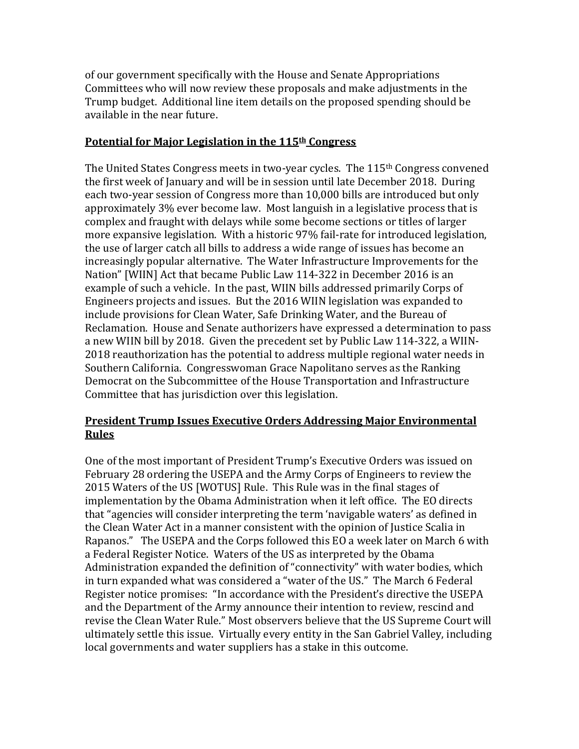of our government specifically with the House and Senate Appropriations Committees who will now review these proposals and make adjustments in the Trump budget. Additional line item details on the proposed spending should be available in the near future.

## **Potential for Major Legislation in the 115th Congress**

The United States Congress meets in two-year cycles. The 115th Congress convened the first week of January and will be in session until late December 2018. During each two-year session of Congress more than 10,000 bills are introduced but only approximately 3% ever become law. Most languish in a legislative process that is complex and fraught with delays while some become sections or titles of larger more expansive legislation. With a historic 97% fail-rate for introduced legislation, the use of larger catch all bills to address a wide range of issues has become an increasingly popular alternative. The Water Infrastructure Improvements for the Nation" [WIIN] Act that became Public Law 114-322 in December 2016 is an example of such a vehicle. In the past, WIIN bills addressed primarily Corps of Engineers projects and issues. But the 2016 WIIN legislation was expanded to include provisions for Clean Water, Safe Drinking Water, and the Bureau of Reclamation. House and Senate authorizers have expressed a determination to pass a new WIIN bill by 2018. Given the precedent set by Public Law 114-322, a WIIN-2018 reauthorization has the potential to address multiple regional water needs in Southern California. Congresswoman Grace Napolitano serves as the Ranking Democrat on the Subcommittee of the House Transportation and Infrastructure Committee that has jurisdiction over this legislation.

## **President Trump Issues Executive Orders Addressing Major Environmental Rules**

One of the most important of President Trump's Executive Orders was issued on February 28 ordering the USEPA and the Army Corps of Engineers to review the 2015 Waters of the US [WOTUS] Rule. This Rule was in the final stages of implementation by the Obama Administration when it left office. The EO directs that "agencies will consider interpreting the term 'navigable waters' as defined in the Clean Water Act in a manner consistent with the opinion of Justice Scalia in Rapanos." The USEPA and the Corps followed this EO a week later on March 6 with a Federal Register Notice. Waters of the US as interpreted by the Obama Administration expanded the definition of "connectivity" with water bodies, which in turn expanded what was considered a "water of the US." The March 6 Federal Register notice promises: "In accordance with the President's directive the USEPA and the Department of the Army announce their intention to review, rescind and revise the Clean Water Rule." Most observers believe that the US Supreme Court will ultimately settle this issue. Virtually every entity in the San Gabriel Valley, including local governments and water suppliers has a stake in this outcome.